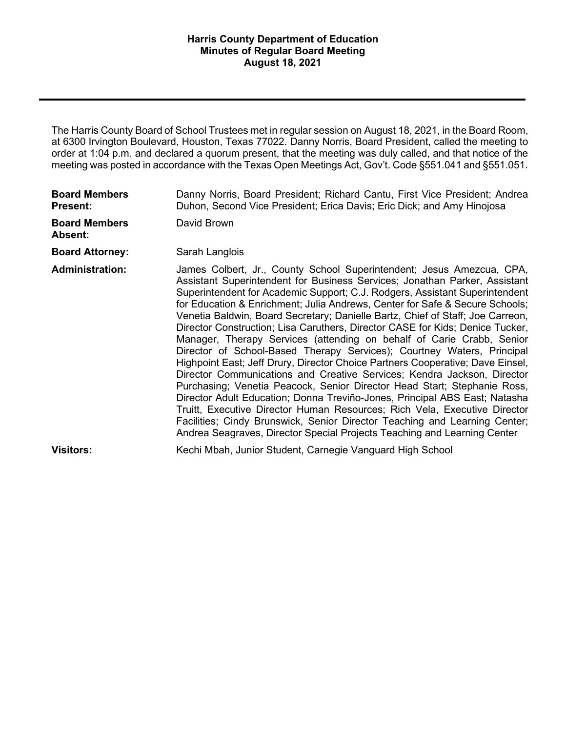# Harris County Department of Education
## Minutes of Regular Board Meeting
## August 18, 2021

---

The Harris County Board of School Trustees met in regular session on August 18, 2021, in the Board Room, at 6300 Irvington Boulevard, Houston, Texas 77022. Danny Norris, Board President, called the meeting to order at 1:04 p.m. and declared a quorum present, that the meeting was duly called, and that notice of the meeting was posted in accordance with the Texas Open Meetings Act, Gov't. Code §551.041 and §551.051.

**Board Members Present:** Danny Norris, Board President; Richard Cantu, First Vice President; Andrea Duhon, Second Vice President; Erica Davis; Eric Dick; and Amy Hinojosa

**Board Members Absent:** David Brown

**Board Attorney:** Sarah Langlois

**Administration:** James Colbert, Jr., County School Superintendent; Jesus Amezcua, CPA, Assistant Superintendent for Business Services; Jonathan Parker, Assistant Superintendent for Academic Support; C.J. Rodgers, Assistant Superintendent for Education & Enrichment; Julia Andrews, Center for Safe & Secure Schools; Venetia Baldwin, Board Secretary; Danielle Bartz, Chief of Staff; Joe Carreon, Director Construction; Lisa Caruthers, Director CASE for Kids; Denice Tucker, Manager, Therapy Services (attending on behalf of Carie Crabb, Senior Director of School-Based Therapy Services); Courtney Waters, Principal Highpoint East; Jeff Drury, Director Choice Partners Cooperative; Dave Einsel, Director Communications and Creative Services; Kendra Jackson, Director Purchasing; Venetia Peacock, Senior Director Head Start; Stephanie Ross, Director Adult Education; Donna Treviño-Jones, Principal ABS East; Natasha Truitt, Executive Director Human Resources; Rich Vela, Executive Director Facilities; Cindy Brunswick, Senior Director Teaching and Learning Center; Andrea Seagraves, Director Special Projects Teaching and Learning Center

**Visitors:** Kechi Mbah, Junior Student, Carnegie Vanguard High School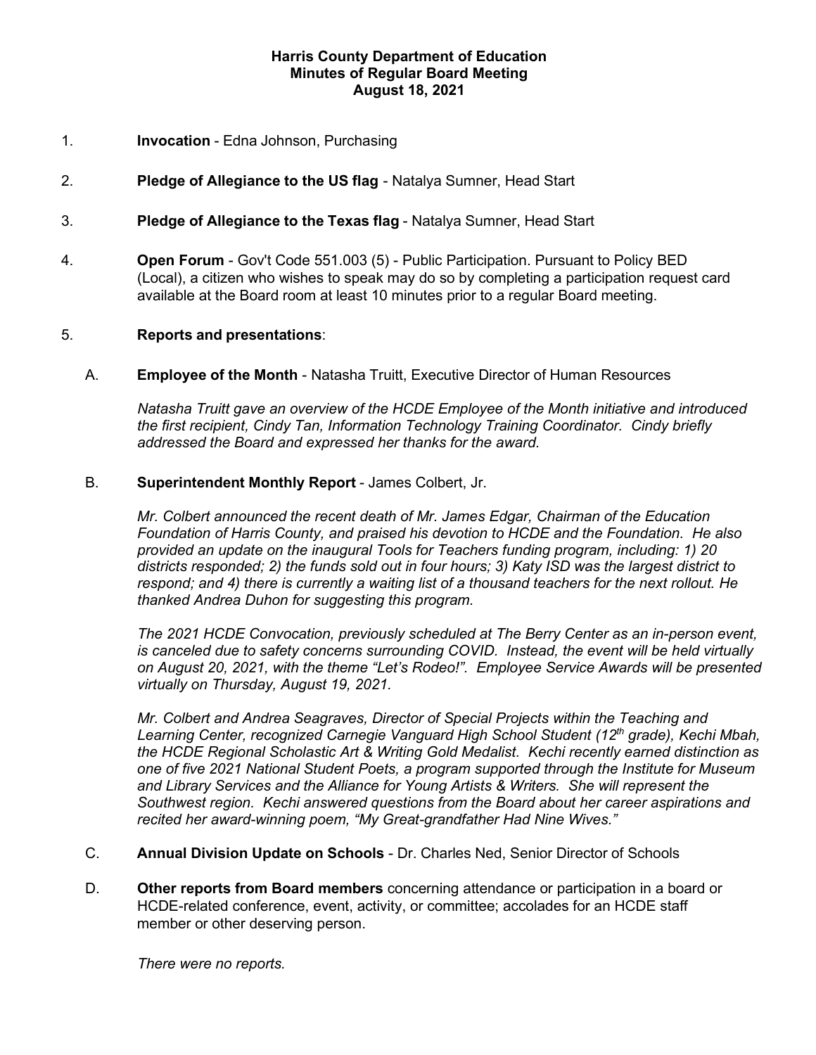**Harris County Department of Education**
**Minutes of Regular Board Meeting**
**August 18, 2021**

1. **Invocation** - Edna Johnson, Purchasing

2. **Pledge of Allegiance to the US flag** - Natalya Sumner, Head Start

3. **Pledge of Allegiance to the Texas flag** - Natalya Sumner, Head Start

4. **Open Forum** - Gov't Code 551.003 (5) - Public Participation. Pursuant to Policy BED (Local), a citizen who wishes to speak may do so by completing a participation request card available at the Board room at least 10 minutes prior to a regular Board meeting.

5. **Reports and presentations**:

   A. **Employee of the Month** - Natasha Truitt, Executive Director of Human Resources

   *Natasha Truitt gave an overview of the HCDE Employee of the Month initiative and introduced the first recipient, Cindy Tan, Information Technology Training Coordinator. Cindy briefly addressed the Board and expressed her thanks for the award.*

   B. **Superintendent Monthly Report** - James Colbert, Jr.

   *Mr. Colbert announced the recent death of Mr. James Edgar, Chairman of the Education Foundation of Harris County, and praised his devotion to HCDE and the Foundation. He also provided an update on the inaugural Tools for Teachers funding program, including: 1) 20 districts responded; 2) the funds sold out in four hours; 3) Katy ISD was the largest district to respond; and 4) there is currently a waiting list of a thousand teachers for the next rollout. He thanked Andrea Duhon for suggesting this program.*

   *The 2021 HCDE Convocation, previously scheduled at The Berry Center as an in-person event, is canceled due to safety concerns surrounding COVID. Instead, the event will be held virtually on August 20, 2021, with the theme "Let's Rodeo!". Employee Service Awards will be presented virtually on Thursday, August 19, 2021.*

   *Mr. Colbert and Andrea Seagraves, Director of Special Projects within the Teaching and Learning Center, recognized Carnegie Vanguard High School Student (12th grade), Kechi Mbah, the HCDE Regional Scholastic Art & Writing Gold Medalist. Kechi recently earned distinction as one of five 2021 National Student Poets, a program supported through the Institute for Museum and Library Services and the Alliance for Young Artists & Writers. She will represent the Southwest region. Kechi answered questions from the Board about her career aspirations and recited her award-winning poem, "My Great-grandfather Had Nine Wives."*

   C. **Annual Division Update on Schools** - Dr. Charles Ned, Senior Director of Schools

   D. **Other reports from Board members** concerning attendance or participation in a board or HCDE-related conference, event, activity, or committee; accolades for an HCDE staff member or other deserving person.

   *There were no reports.*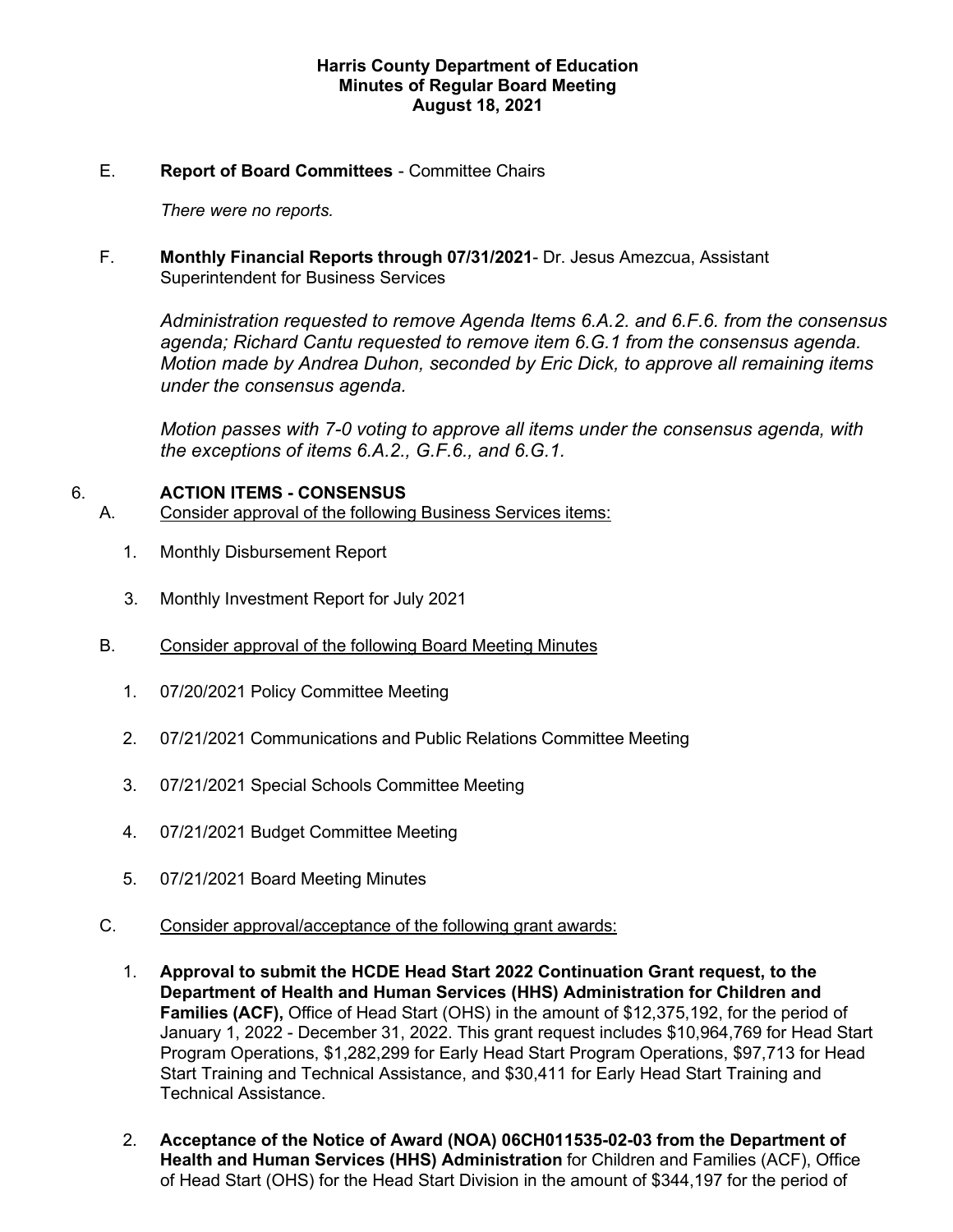**Harris County Department of Education**
**Minutes of Regular Board Meeting**
**August 18, 2021**

E. **Report of Board Committees** - Committee Chairs

*There were no reports.*

F. **Monthly Financial Reports through 07/31/2021**- Dr. Jesus Amezcua, Assistant Superintendent for Business Services

*Administration requested to remove Agenda Items 6.A.2. and 6.F.6. from the consensus agenda; Richard Cantu requested to remove item 6.G.1 from the consensus agenda. Motion made by Andrea Duhon, seconded by Eric Dick, to approve all remaining items under the consensus agenda.*

*Motion passes with 7-0 voting to approve all items under the consensus agenda, with the exceptions of items 6.A.2., G.F.6., and 6.G.1.*

## 6. ACTION ITEMS - CONSENSUS

A. Consider approval of the following Business Services items:

1. Monthly Disbursement Report

3. Monthly Investment Report for July 2021

B. Consider approval of the following Board Meeting Minutes

1. 07/20/2021 Policy Committee Meeting
2. 07/21/2021 Communications and Public Relations Committee Meeting
3. 07/21/2021 Special Schools Committee Meeting
4. 07/21/2021 Budget Committee Meeting
5. 07/21/2021 Board Meeting Minutes

C. Consider approval/acceptance of the following grant awards:

1. **Approval to submit the HCDE Head Start 2022 Continuation Grant request, to the Department of Health and Human Services (HHS) Administration for Children and Families (ACF),** Office of Head Start (OHS) in the amount of $12,375,192, for the period of January 1, 2022 - December 31, 2022. This grant request includes $10,964,769 for Head Start Program Operations, $1,282,299 for Early Head Start Program Operations, $97,713 for Head Start Training and Technical Assistance, and $30,411 for Early Head Start Training and Technical Assistance.

2. **Acceptance of the Notice of Award (NOA) 06CH011535-02-03 from the Department of Health and Human Services (HHS) Administration** for Children and Families (ACF), Office of Head Start (OHS) for the Head Start Division in the amount of $344,197 for the period of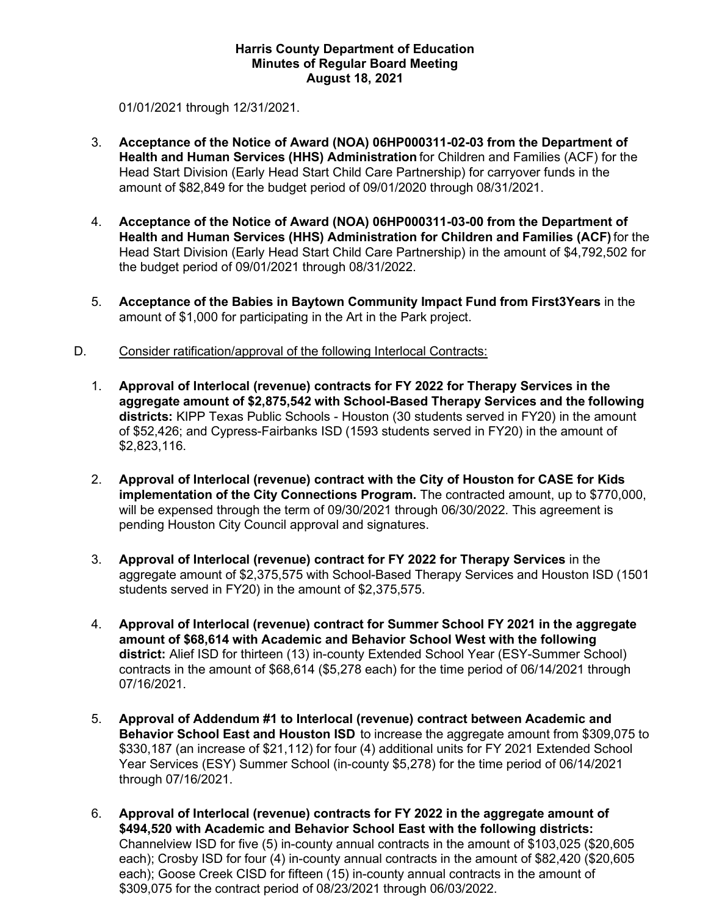01/01/2021 through 12/31/2021.

3. **Acceptance of the Notice of Award (NOA) 06HP000311-02-03 from the Department of Health and Human Services (HHS) Administration** for Children and Families (ACF) for the Head Start Division (Early Head Start Child Care Partnership) for carryover funds in the amount of $82,849 for the budget period of 09/01/2020 through 08/31/2021.

4. **Acceptance of the Notice of Award (NOA) 06HP000311-03-00 from the Department of Health and Human Services (HHS) Administration for Children and Families (ACF)** for the Head Start Division (Early Head Start Child Care Partnership) in the amount of $4,792,502 for the budget period of 09/01/2021 through 08/31/2022.

5. **Acceptance of the Babies in Baytown Community Impact Fund from First3Years** in the amount of $1,000 for participating in the Art in the Park project.

D. Consider ratification/approval of the following Interlocal Contracts:

1. **Approval of Interlocal (revenue) contracts for FY 2022 for Therapy Services in the aggregate amount of $2,875,542 with School-Based Therapy Services and the following districts:** KIPP Texas Public Schools - Houston (30 students served in FY20) in the amount of $52,426; and Cypress-Fairbanks ISD (1593 students served in FY20) in the amount of $2,823,116.

2. **Approval of Interlocal (revenue) contract with the City of Houston for CASE for Kids implementation of the City Connections Program.** The contracted amount, up to $770,000, will be expensed through the term of 09/30/2021 through 06/30/2022. This agreement is pending Houston City Council approval and signatures.

3. **Approval of Interlocal (revenue) contract for FY 2022 for Therapy Services** in the aggregate amount of $2,375,575 with School-Based Therapy Services and Houston ISD (1501 students served in FY20) in the amount of $2,375,575.

4. **Approval of Interlocal (revenue) contract for Summer School FY 2021 in the aggregate amount of $68,614 with Academic and Behavior School West with the following district:** Alief ISD for thirteen (13) in-county Extended School Year (ESY-Summer School) contracts in the amount of $68,614 ($5,278 each) for the time period of 06/14/2021 through 07/16/2021.

5. **Approval of Addendum #1 to Interlocal (revenue) contract between Academic and Behavior School East and Houston ISD** to increase the aggregate amount from $309,075 to $330,187 (an increase of $21,112) for four (4) additional units for FY 2021 Extended School Year Services (ESY) Summer School (in-county $5,278) for the time period of 06/14/2021 through 07/16/2021.

6. **Approval of Interlocal (revenue) contracts for FY 2022 in the aggregate amount of $494,520 with Academic and Behavior School East with the following districts:** Channelview ISD for five (5) in-county annual contracts in the amount of $103,025 ($20,605 each); Crosby ISD for four (4) in-county annual contracts in the amount of $82,420 ($20,605 each); Goose Creek CISD for fifteen (15) in-county annual contracts in the amount of $309,075 for the contract period of 08/23/2021 through 06/03/2022.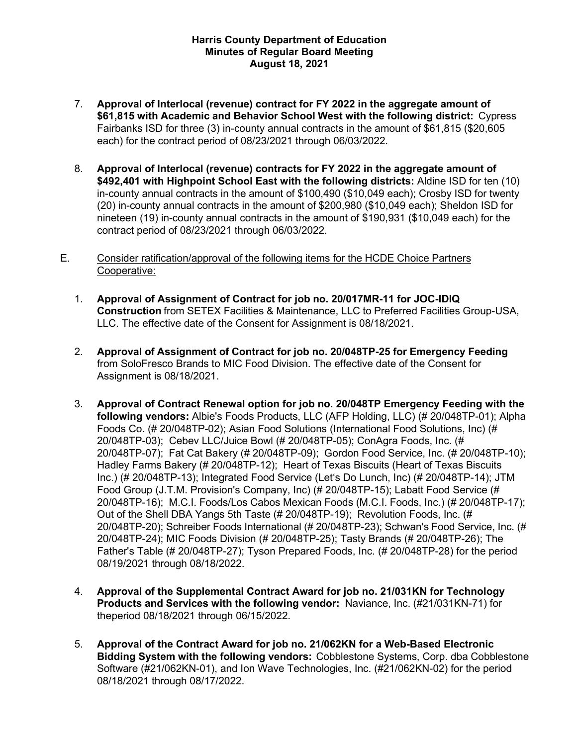7. **Approval of Interlocal (revenue) contract for FY 2022 in the aggregate amount of $61,815 with Academic and Behavior School West with the following district:** Cypress Fairbanks ISD for three (3) in-county annual contracts in the amount of $61,815 ($20,605 each) for the contract period of 08/23/2021 through 06/03/2022.

8. **Approval of Interlocal (revenue) contracts for FY 2022 in the aggregate amount of $492,401 with Highpoint School East with the following districts:** Aldine ISD for ten (10) in-county annual contracts in the amount of $100,490 ($10,049 each); Crosby ISD for twenty (20) in-county annual contracts in the amount of $200,980 ($10,049 each); Sheldon ISD for nineteen (19) in-county annual contracts in the amount of $190,931 ($10,049 each) for the contract period of 08/23/2021 through 06/03/2022.

E. Consider ratification/approval of the following items for the HCDE Choice Partners Cooperative:

1. **Approval of Assignment of Contract for job no. 20/017MR-11 for JOC-IDIQ Construction** from SETEX Facilities & Maintenance, LLC to Preferred Facilities Group-USA, LLC. The effective date of the Consent for Assignment is 08/18/2021.

2. **Approval of Assignment of Contract for job no. 20/048TP-25 for Emergency Feeding** from SoloFresco Brands to MIC Food Division. The effective date of the Consent for Assignment is 08/18/2021.

3. **Approval of Contract Renewal option for job no. 20/048TP Emergency Feeding with the following vendors:** Albie's Foods Products, LLC (AFP Holding, LLC) (# 20/048TP-01); Alpha Foods Co. (# 20/048TP-02); Asian Food Solutions (International Food Solutions, Inc) (# 20/048TP-03); Cebev LLC/Juice Bowl (# 20/048TP-05); ConAgra Foods, Inc. (# 20/048TP-07); Fat Cat Bakery (# 20/048TP-09); Gordon Food Service, Inc. (# 20/048TP-10); Hadley Farms Bakery (# 20/048TP-12); Heart of Texas Biscuits (Heart of Texas Biscuits Inc.) (# 20/048TP-13); Integrated Food Service (Let's Do Lunch, Inc) (# 20/048TP-14); JTM Food Group (J.T.M. Provision's Company, Inc) (# 20/048TP-15); Labatt Food Service (# 20/048TP-16); M.C.I. Foods/Los Cabos Mexican Foods (M.C.I. Foods, Inc.) (# 20/048TP-17); Out of the Shell DBA Yangs 5th Taste (# 20/048TP-19); Revolution Foods, Inc. (# 20/048TP-20); Schreiber Foods International (# 20/048TP-23); Schwan's Food Service, Inc. (# 20/048TP-24); MIC Foods Division (# 20/048TP-25); Tasty Brands (# 20/048TP-26); The Father's Table (# 20/048TP-27); Tyson Prepared Foods, Inc. (# 20/048TP-28) for the period 08/19/2021 through 08/18/2022.

4. **Approval of the Supplemental Contract Award for job no. 21/031KN for Technology Products and Services with the following vendor:** Naviance, Inc. (#21/031KN-71) for theperiod 08/18/2021 through 06/15/2022.

5. **Approval of the Contract Award for job no. 21/062KN for a Web-Based Electronic Bidding System with the following vendors:** Cobblestone Systems, Corp. dba Cobblestone Software (#21/062KN-01), and Ion Wave Technologies, Inc. (#21/062KN-02) for the period 08/18/2021 through 08/17/2022.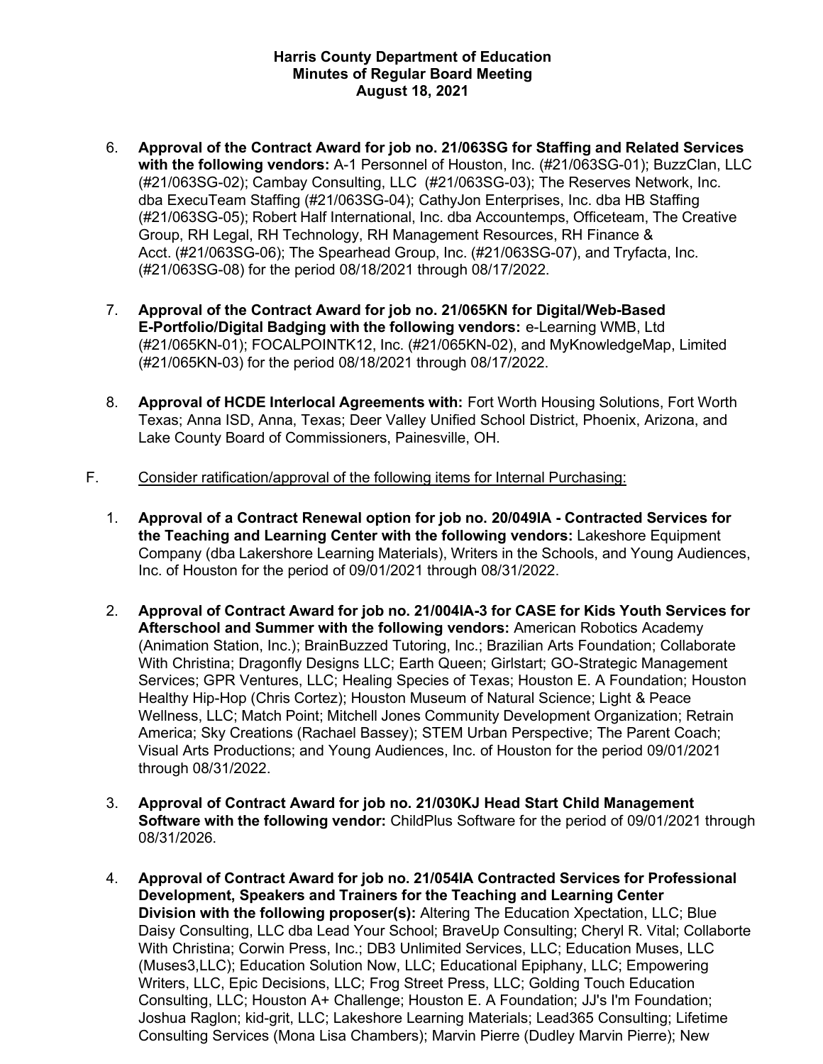6. **Approval of the Contract Award for job no. 21/063SG for Staffing and Related Services with the following vendors:** A-1 Personnel of Houston, Inc. (#21/063SG-01); BuzzClan, LLC (#21/063SG-02); Cambay Consulting, LLC (#21/063SG-03); The Reserves Network, Inc. dba ExecuTeam Staffing (#21/063SG-04); CathyJon Enterprises, Inc. dba HB Staffing (#21/063SG-05); Robert Half International, Inc. dba Accountemps, Officeteam, The Creative Group, RH Legal, RH Technology, RH Management Resources, RH Finance & Acct. (#21/063SG-06); The Spearhead Group, Inc. (#21/063SG-07), and Tryfacta, Inc. (#21/063SG-08) for the period 08/18/2021 through 08/17/2022.

7. **Approval of the Contract Award for job no. 21/065KN for Digital/Web-Based E-Portfolio/Digital Badging with the following vendors:** e-Learning WMB, Ltd (#21/065KN-01); FOCALPOINTK12, Inc. (#21/065KN-02), and MyKnowledgeMap, Limited (#21/065KN-03) for the period 08/18/2021 through 08/17/2022.

8. **Approval of HCDE Interlocal Agreements with:** Fort Worth Housing Solutions, Fort Worth Texas; Anna ISD, Anna, Texas; Deer Valley Unified School District, Phoenix, Arizona, and Lake County Board of Commissioners, Painesville, OH.

F. Consider ratification/approval of the following items for Internal Purchasing:

1. **Approval of a Contract Renewal option for job no. 20/049IA - Contracted Services for the Teaching and Learning Center with the following vendors:** Lakeshore Equipment Company (dba Lakershore Learning Materials), Writers in the Schools, and Young Audiences, Inc. of Houston for the period of 09/01/2021 through 08/31/2022.

2. **Approval of Contract Award for job no. 21/004IA-3 for CASE for Kids Youth Services for Afterschool and Summer with the following vendors:** American Robotics Academy (Animation Station, Inc.); BrainBuzzed Tutoring, Inc.; Brazilian Arts Foundation; Collaborate With Christina; Dragonfly Designs LLC; Earth Queen; Girlstart; GO-Strategic Management Services; GPR Ventures, LLC; Healing Species of Texas; Houston E. A Foundation; Houston Healthy Hip-Hop (Chris Cortez); Houston Museum of Natural Science; Light & Peace Wellness, LLC; Match Point; Mitchell Jones Community Development Organization; Retrain America; Sky Creations (Rachael Bassey); STEM Urban Perspective; The Parent Coach; Visual Arts Productions; and Young Audiences, Inc. of Houston for the period 09/01/2021 through 08/31/2022.

3. **Approval of Contract Award for job no. 21/030KJ Head Start Child Management Software with the following vendor:** ChildPlus Software for the period of 09/01/2021 through 08/31/2026.

4. **Approval of Contract Award for job no. 21/054IA Contracted Services for Professional Development, Speakers and Trainers for the Teaching and Learning Center Division with the following proposer(s):** Altering The Education Xpectation, LLC; Blue Daisy Consulting, LLC dba Lead Your School; BraveUp Consulting; Cheryl R. Vital; Collaborte With Christina; Corwin Press, Inc.; DB3 Unlimited Services, LLC; Education Muses, LLC (Muses3,LLC); Education Solution Now, LLC; Educational Epiphany, LLC; Empowering Writers, LLC, Epic Decisions, LLC; Frog Street Press, LLC; Golding Touch Education Consulting, LLC; Houston A+ Challenge; Houston E. A Foundation; JJ's I'm Foundation; Joshua Raglon; kid-grit, LLC; Lakeshore Learning Materials; Lead365 Consulting; Lifetime Consulting Services (Mona Lisa Chambers); Marvin Pierre (Dudley Marvin Pierre); New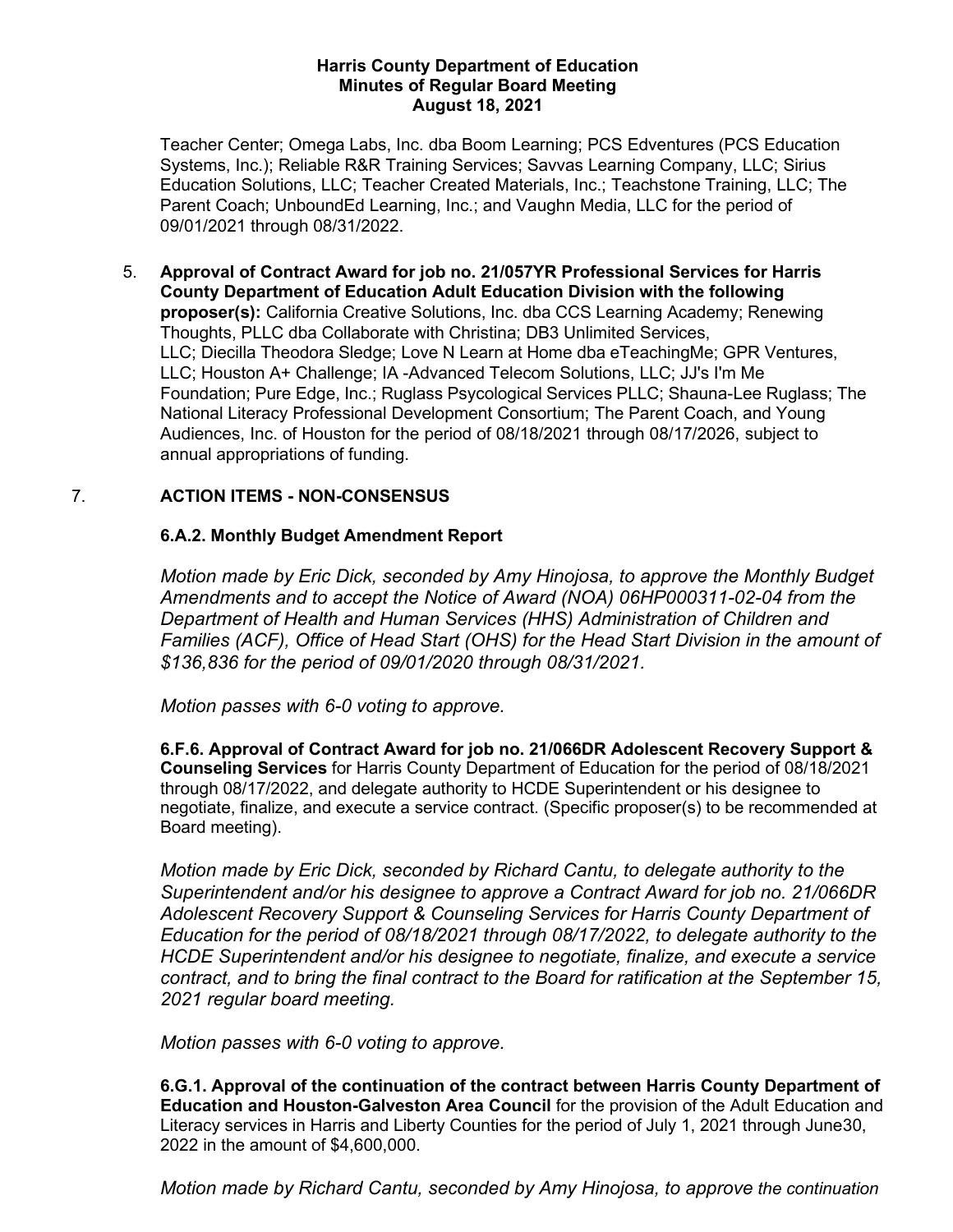Teacher Center; Omega Labs, Inc. dba Boom Learning; PCS Edventures (PCS Education Systems, Inc.); Reliable R&R Training Services; Savvas Learning Company, LLC; Sirius Education Solutions, LLC; Teacher Created Materials, Inc.; Teachstone Training, LLC; The Parent Coach; UnboundEd Learning, Inc.; and Vaughn Media, LLC for the period of 09/01/2021 through 08/31/2022.

5. **Approval of Contract Award for job no. 21/057YR Professional Services for Harris County Department of Education Adult Education Division with the following proposer(s):** California Creative Solutions, Inc. dba CCS Learning Academy; Renewing Thoughts, PLLC dba Collaborate with Christina; DB3 Unlimited Services, LLC; Diecilla Theodora Sledge; Love N Learn at Home dba eTeachingMe; GPR Ventures, LLC; Houston A+ Challenge; IA -Advanced Telecom Solutions, LLC; JJ's I'm Me Foundation; Pure Edge, Inc.; Ruglass Psycological Services PLLC; Shauna-Lee Ruglass; The National Literacy Professional Development Consortium; The Parent Coach, and Young Audiences, Inc. of Houston for the period of 08/18/2021 through 08/17/2026, subject to annual appropriations of funding.

## 7. ACTION ITEMS - NON-CONSENSUS

**6.A.2. Monthly Budget Amendment Report**

*Motion made by Eric Dick, seconded by Amy Hinojosa, to approve the Monthly Budget Amendments and to accept the Notice of Award (NOA) 06HP000311-02-04 from the Department of Health and Human Services (HHS) Administration of Children and Families (ACF), Office of Head Start (OHS) for the Head Start Division in the amount of $136,836 for the period of 09/01/2020 through 08/31/2021.*

*Motion passes with 6-0 voting to approve.*

**6.F.6. Approval of Contract Award for job no. 21/066DR Adolescent Recovery Support & Counseling Services** for Harris County Department of Education for the period of 08/18/2021 through 08/17/2022, and delegate authority to HCDE Superintendent or his designee to negotiate, finalize, and execute a service contract. (Specific proposer(s) to be recommended at Board meeting).

*Motion made by Eric Dick, seconded by Richard Cantu, to delegate authority to the Superintendent and/or his designee to approve a Contract Award for job no. 21/066DR Adolescent Recovery Support & Counseling Services for Harris County Department of Education for the period of 08/18/2021 through 08/17/2022, to delegate authority to the HCDE Superintendent and/or his designee to negotiate, finalize, and execute a service contract, and to bring the final contract to the Board for ratification at the September 15, 2021 regular board meeting.*

*Motion passes with 6-0 voting to approve.*

**6.G.1. Approval of the continuation of the contract between Harris County Department of Education and Houston-Galveston Area Council** for the provision of the Adult Education and Literacy services in Harris and Liberty Counties for the period of July 1, 2021 through June30, 2022 in the amount of $4,600,000.

*Motion made by Richard Cantu, seconded by Amy Hinojosa, to approve the continuation*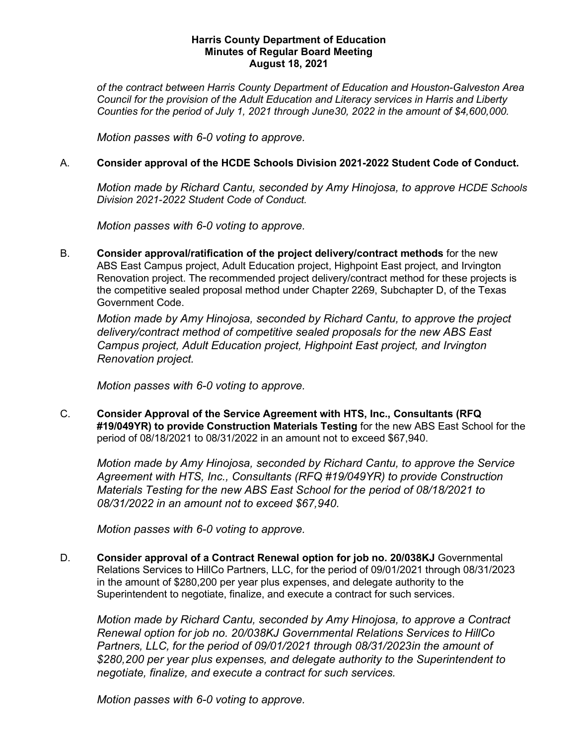*of the contract between Harris County Department of Education and Houston-Galveston Area Council for the provision of the Adult Education and Literacy services in Harris and Liberty Counties for the period of July 1, 2021 through June30, 2022 in the amount of $4,600,000.*

*Motion passes with 6-0 voting to approve.*

A. **Consider approval of the HCDE Schools Division 2021-2022 Student Code of Conduct.**

*Motion made by Richard Cantu, seconded by Amy Hinojosa, to approve HCDE Schools Division 2021-2022 Student Code of Conduct.*

*Motion passes with 6-0 voting to approve.*

B. **Consider approval/ratification of the project delivery/contract methods** for the new ABS East Campus project, Adult Education project, Highpoint East project, and Irvington Renovation project. The recommended project delivery/contract method for these projects is the competitive sealed proposal method under Chapter 2269, Subchapter D, of the Texas Government Code.

*Motion made by Amy Hinojosa, seconded by Richard Cantu, to approve the project delivery/contract method of competitive sealed proposals for the new ABS East Campus project, Adult Education project, Highpoint East project, and Irvington Renovation project.*

*Motion passes with 6-0 voting to approve.*

C. **Consider Approval of the Service Agreement with HTS, Inc., Consultants (RFQ #19/049YR) to provide Construction Materials Testing** for the new ABS East School for the period of 08/18/2021 to 08/31/2022 in an amount not to exceed $67,940.

*Motion made by Amy Hinojosa, seconded by Richard Cantu, to approve the Service Agreement with HTS, Inc., Consultants (RFQ #19/049YR) to provide Construction Materials Testing for the new ABS East School for the period of 08/18/2021 to 08/31/2022 in an amount not to exceed $67,940.*

*Motion passes with 6-0 voting to approve.*

D. **Consider approval of a Contract Renewal option for job no. 20/038KJ** Governmental Relations Services to HillCo Partners, LLC, for the period of 09/01/2021 through 08/31/2023 in the amount of $280,200 per year plus expenses, and delegate authority to the Superintendent to negotiate, finalize, and execute a contract for such services.

*Motion made by Richard Cantu, seconded by Amy Hinojosa, to approve a Contract Renewal option for job no. 20/038KJ Governmental Relations Services to HillCo Partners, LLC, for the period of 09/01/2021 through 08/31/2023in the amount of $280,200 per year plus expenses, and delegate authority to the Superintendent to negotiate, finalize, and execute a contract for such services.*

*Motion passes with 6-0 voting to approve.*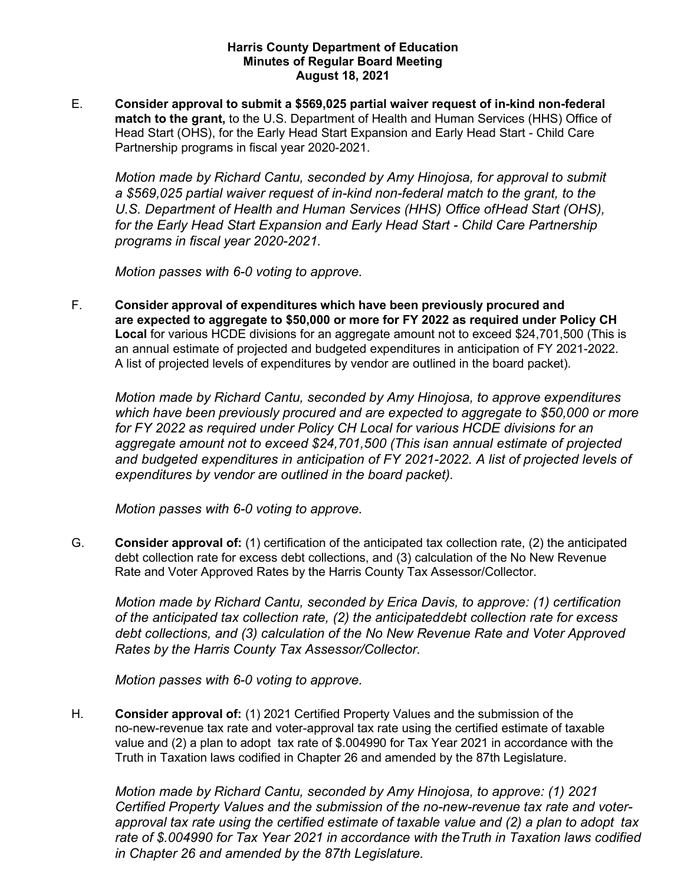**Harris County Department of Education**
**Minutes of Regular Board Meeting**
**August 18, 2021**

E. **Consider approval to submit a $569,025 partial waiver request of in-kind non-federal match to the grant,** to the U.S. Department of Health and Human Services (HHS) Office of Head Start (OHS), for the Early Head Start Expansion and Early Head Start - Child Care Partnership programs in fiscal year 2020-2021.

*Motion made by Richard Cantu, seconded by Amy Hinojosa, for approval to submit a $569,025 partial waiver request of in-kind non-federal match to the grant, to the U.S. Department of Health and Human Services (HHS) Office ofHead Start (OHS), for the Early Head Start Expansion and Early Head Start - Child Care Partnership programs in fiscal year 2020-2021.*

*Motion passes with 6-0 voting to approve.*

F. **Consider approval of expenditures which have been previously procured and are expected to aggregate to $50,000 or more for FY 2022 as required under Policy CH Local** for various HCDE divisions for an aggregate amount not to exceed $24,701,500 (This is an annual estimate of projected and budgeted expenditures in anticipation of FY 2021-2022. A list of projected levels of expenditures by vendor are outlined in the board packet).

*Motion made by Richard Cantu, seconded by Amy Hinojosa, to approve expenditures which have been previously procured and are expected to aggregate to $50,000 or more for FY 2022 as required under Policy CH Local for various HCDE divisions for an aggregate amount not to exceed $24,701,500 (This isan annual estimate of projected and budgeted expenditures in anticipation of FY 2021-2022. A list of projected levels of expenditures by vendor are outlined in the board packet).*

*Motion passes with 6-0 voting to approve.*

G. **Consider approval of:** (1) certification of the anticipated tax collection rate, (2) the anticipated debt collection rate for excess debt collections, and (3) calculation of the No New Revenue Rate and Voter Approved Rates by the Harris County Tax Assessor/Collector.

*Motion made by Richard Cantu, seconded by Erica Davis, to approve: (1) certification of the anticipated tax collection rate, (2) the anticipateddebt collection rate for excess debt collections, and (3) calculation of the No New Revenue Rate and Voter Approved Rates by the Harris County Tax Assessor/Collector.*

*Motion passes with 6-0 voting to approve.*

H. **Consider approval of:** (1) 2021 Certified Property Values and the submission of the no-new-revenue tax rate and voter-approval tax rate using the certified estimate of taxable value and (2) a plan to adopt tax rate of $.004990 for Tax Year 2021 in accordance with the Truth in Taxation laws codified in Chapter 26 and amended by the 87th Legislature.

*Motion made by Richard Cantu, seconded by Amy Hinojosa, to approve: (1) 2021 Certified Property Values and the submission of the no-new-revenue tax rate and voter-approval tax rate using the certified estimate of taxable value and (2) a plan to adopt tax rate of $.004990 for Tax Year 2021 in accordance with theTruth in Taxation laws codified in Chapter 26 and amended by the 87th Legislature.*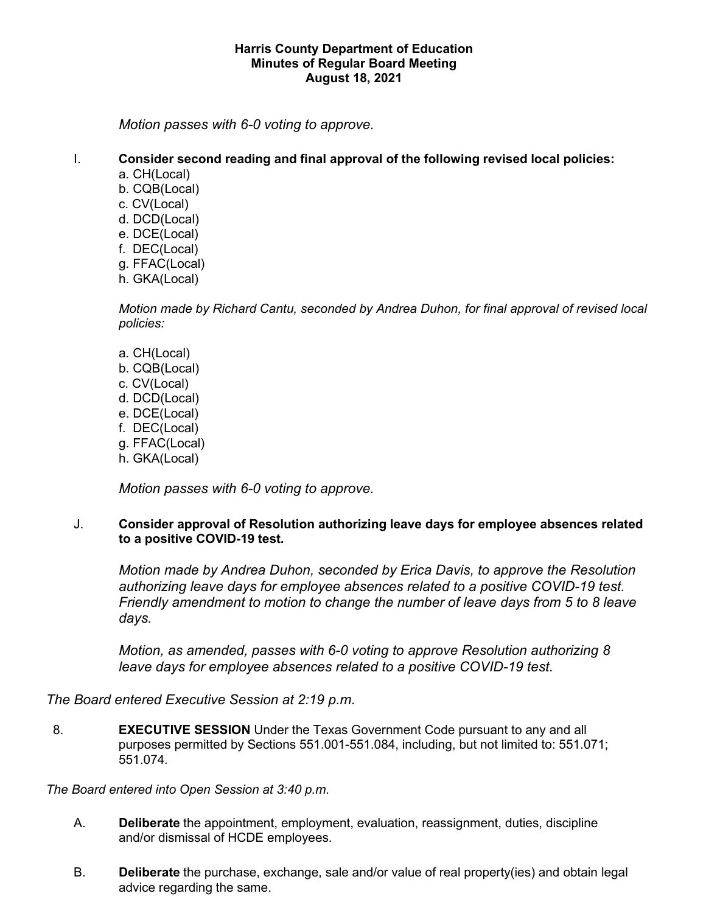*Motion passes with 6-0 voting to approve.*

I. **Consider second reading and final approval of the following revised local policies:**
   a. CH(Local)
   b. CQB(Local)
   c. CV(Local)
   d. DCD(Local)
   e. DCE(Local)
   f. DEC(Local)
   g. FFAC(Local)
   h. GKA(Local)

   *Motion made by Richard Cantu, seconded by Andrea Duhon, for final approval of revised local policies:*

   a. CH(Local)
   b. CQB(Local)
   c. CV(Local)
   d. DCD(Local)
   e. DCE(Local)
   f. DEC(Local)
   g. FFAC(Local)
   h. GKA(Local)

   *Motion passes with 6-0 voting to approve.*

J. **Consider approval of Resolution authorizing leave days for employee absences related to a positive COVID-19 test.**

   *Motion made by Andrea Duhon, seconded by Erica Davis, to approve the Resolution authorizing leave days for employee absences related to a positive COVID-19 test. Friendly amendment to motion to change the number of leave days from 5 to 8 leave days.*

   *Motion, as amended, passes with 6-0 voting to approve Resolution authorizing 8 leave days for employee absences related to a positive COVID-19 test.*

*The Board entered Executive Session at 2:19 p.m.*

8. **EXECUTIVE SESSION** Under the Texas Government Code pursuant to any and all purposes permitted by Sections 551.001-551.084, including, but not limited to: 551.071; 551.074.

*The Board entered into Open Session at 3:40 p.m.*

A. **Deliberate** the appointment, employment, evaluation, reassignment, duties, discipline and/or dismissal of HCDE employees.

B. **Deliberate** the purchase, exchange, sale and/or value of real property(ies) and obtain legal advice regarding the same.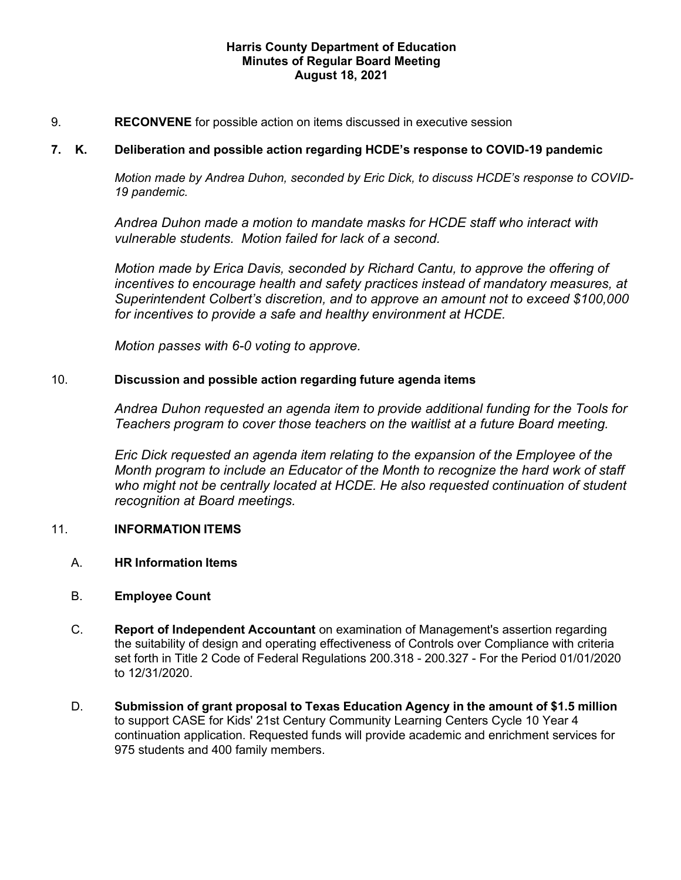**Harris County Department of Education**
**Minutes of Regular Board Meeting**
**August 18, 2021**

9. **RECONVENE** for possible action on items discussed in executive session

**7. K. Deliberation and possible action regarding HCDE's response to COVID-19 pandemic**

*Motion made by Andrea Duhon, seconded by Eric Dick, to discuss HCDE's response to COVID-19 pandemic.*

*Andrea Duhon made a motion to mandate masks for HCDE staff who interact with vulnerable students. Motion failed for lack of a second.*

*Motion made by Erica Davis, seconded by Richard Cantu, to approve the offering of incentives to encourage health and safety practices instead of mandatory measures, at Superintendent Colbert's discretion, and to approve an amount not to exceed $100,000 for incentives to provide a safe and healthy environment at HCDE.*

*Motion passes with 6-0 voting to approve.*

10. **Discussion and possible action regarding future agenda items**

*Andrea Duhon requested an agenda item to provide additional funding for the Tools for Teachers program to cover those teachers on the waitlist at a future Board meeting.*

*Eric Dick requested an agenda item relating to the expansion of the Employee of the Month program to include an Educator of the Month to recognize the hard work of staff who might not be centrally located at HCDE. He also requested continuation of student recognition at Board meetings.*

11. **INFORMATION ITEMS**

A. **HR Information Items**

B. **Employee Count**

C. **Report of Independent Accountant** on examination of Management's assertion regarding the suitability of design and operating effectiveness of Controls over Compliance with criteria set forth in Title 2 Code of Federal Regulations 200.318 - 200.327 - For the Period 01/01/2020 to 12/31/2020.

D. **Submission of grant proposal to Texas Education Agency in the amount of $1.5 million** to support CASE for Kids' 21st Century Community Learning Centers Cycle 10 Year 4 continuation application. Requested funds will provide academic and enrichment services for 975 students and 400 family members.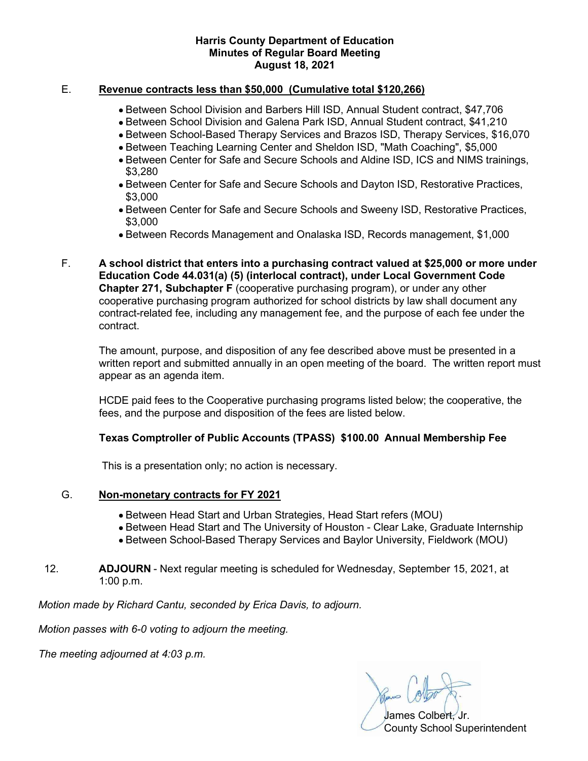E. **Revenue contracts less than $50,000 (Cumulative total $120,266)**

- Between School Division and Barbers Hill ISD, Annual Student contract, $47,706
- Between School Division and Galena Park ISD, Annual Student contract, $41,210
- Between School-Based Therapy Services and Brazos ISD, Therapy Services, $16,070
- Between Teaching Learning Center and Sheldon ISD, "Math Coaching", $5,000
- Between Center for Safe and Secure Schools and Aldine ISD, ICS and NIMS trainings, $3,280
- Between Center for Safe and Secure Schools and Dayton ISD, Restorative Practices, $3,000
- Between Center for Safe and Secure Schools and Sweeny ISD, Restorative Practices, $3,000
- Between Records Management and Onalaska ISD, Records management, $1,000

F. **A school district that enters into a purchasing contract valued at $25,000 or more under Education Code 44.031(a) (5) (interlocal contract), under Local Government Code Chapter 271, Subchapter F** (cooperative purchasing program), or under any other cooperative purchasing program authorized for school districts by law shall document any contract-related fee, including any management fee, and the purpose of each fee under the contract.

The amount, purpose, and disposition of any fee described above must be presented in a written report and submitted annually in an open meeting of the board. The written report must appear as an agenda item.

HCDE paid fees to the Cooperative purchasing programs listed below; the cooperative, the fees, and the purpose and disposition of the fees are listed below.

**Texas Comptroller of Public Accounts (TPASS) $100.00 Annual Membership Fee**

This is a presentation only; no action is necessary.

G. **Non-monetary contracts for FY 2021**

- Between Head Start and Urban Strategies, Head Start refers (MOU)
- Between Head Start and The University of Houston - Clear Lake, Graduate Internship
- Between School-Based Therapy Services and Baylor University, Fieldwork (MOU)

12. **ADJOURN** - Next regular meeting is scheduled for Wednesday, September 15, 2021, at 1:00 p.m.

*Motion made by Richard Cantu, seconded by Erica Davis, to adjourn.*

*Motion passes with 6-0 voting to adjourn the meeting.*

*The meeting adjourned at 4:03 p.m.*

James Colbert, Jr.
County School Superintendent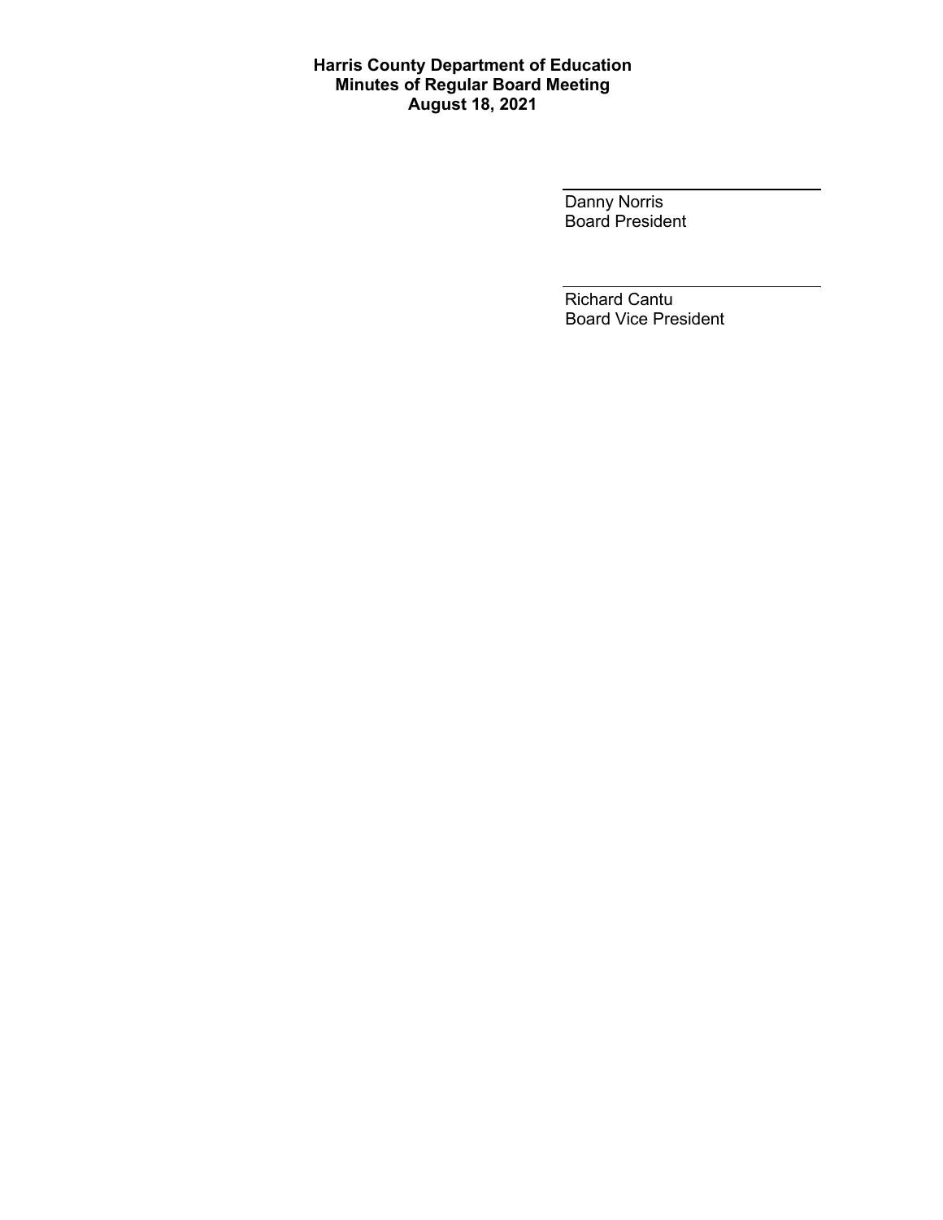**Harris County Department of Education**
**Minutes of Regular Board Meeting**
**August 18, 2021**

\_\_\_\_\_\_\_\_\_\_\_\_\_\_\_\_\_\_\_\_\_\_\_\_\_\_\_\_
Danny Norris
Board President

\_\_\_\_\_\_\_\_\_\_\_\_\_\_\_\_\_\_\_\_\_\_\_\_\_\_\_\_
Richard Cantu
Board Vice President